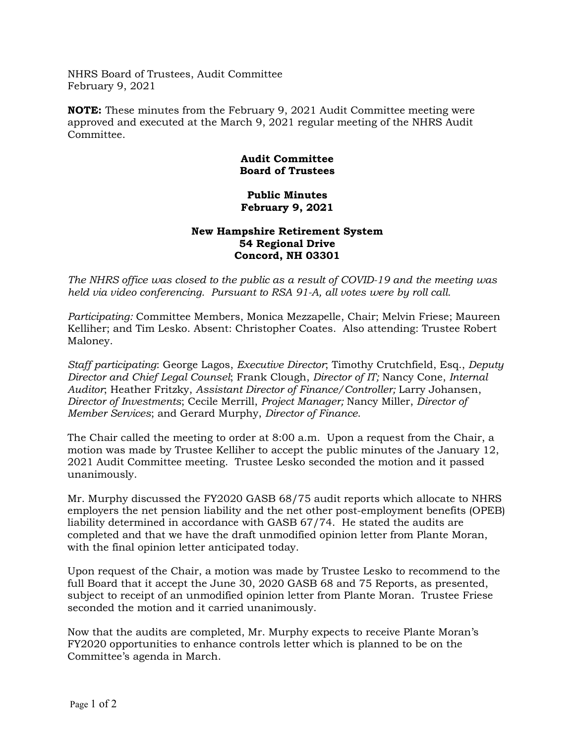NHRS Board of Trustees, Audit Committee
February 9, 2021

**NOTE:** These minutes from the February 9, 2021 Audit Committee meeting were approved and executed at the March 9, 2021 regular meeting of the NHRS Audit Committee.

**Audit Committee**
**Board of Trustees**

**Public Minutes**
**February 9, 2021**

**New Hampshire Retirement System**
**54 Regional Drive**
**Concord, NH 03301**

*The NHRS office was closed to the public as a result of COVID-19 and the meeting was held via video conferencing. Pursuant to RSA 91-A, all votes were by roll call.*

*Participating:* Committee Members, Monica Mezzapelle, Chair; Melvin Friese; Maureen Kelliher; and Tim Lesko. Absent: Christopher Coates. Also attending: Trustee Robert Maloney.

*Staff participating*: George Lagos, *Executive Director*; Timothy Crutchfield, Esq., *Deputy Director and Chief Legal Counsel*; Frank Clough, *Director of IT;* Nancy Cone, *Internal Auditor*; Heather Fritzky, *Assistant Director of Finance/Controller;* Larry Johansen, *Director of Investments*; Cecile Merrill, *Project Manager;* Nancy Miller, *Director of Member Services*; and Gerard Murphy, *Director of Finance.*

The Chair called the meeting to order at 8:00 a.m. Upon a request from the Chair, a motion was made by Trustee Kelliher to accept the public minutes of the January 12, 2021 Audit Committee meeting. Trustee Lesko seconded the motion and it passed unanimously.

Mr. Murphy discussed the FY2020 GASB 68/75 audit reports which allocate to NHRS employers the net pension liability and the net other post-employment benefits (OPEB) liability determined in accordance with GASB 67/74. He stated the audits are completed and that we have the draft unmodified opinion letter from Plante Moran, with the final opinion letter anticipated today.

Upon request of the Chair, a motion was made by Trustee Lesko to recommend to the full Board that it accept the June 30, 2020 GASB 68 and 75 Reports, as presented, subject to receipt of an unmodified opinion letter from Plante Moran. Trustee Friese seconded the motion and it carried unanimously.

Now that the audits are completed, Mr. Murphy expects to receive Plante Moran's FY2020 opportunities to enhance controls letter which is planned to be on the Committee's agenda in March.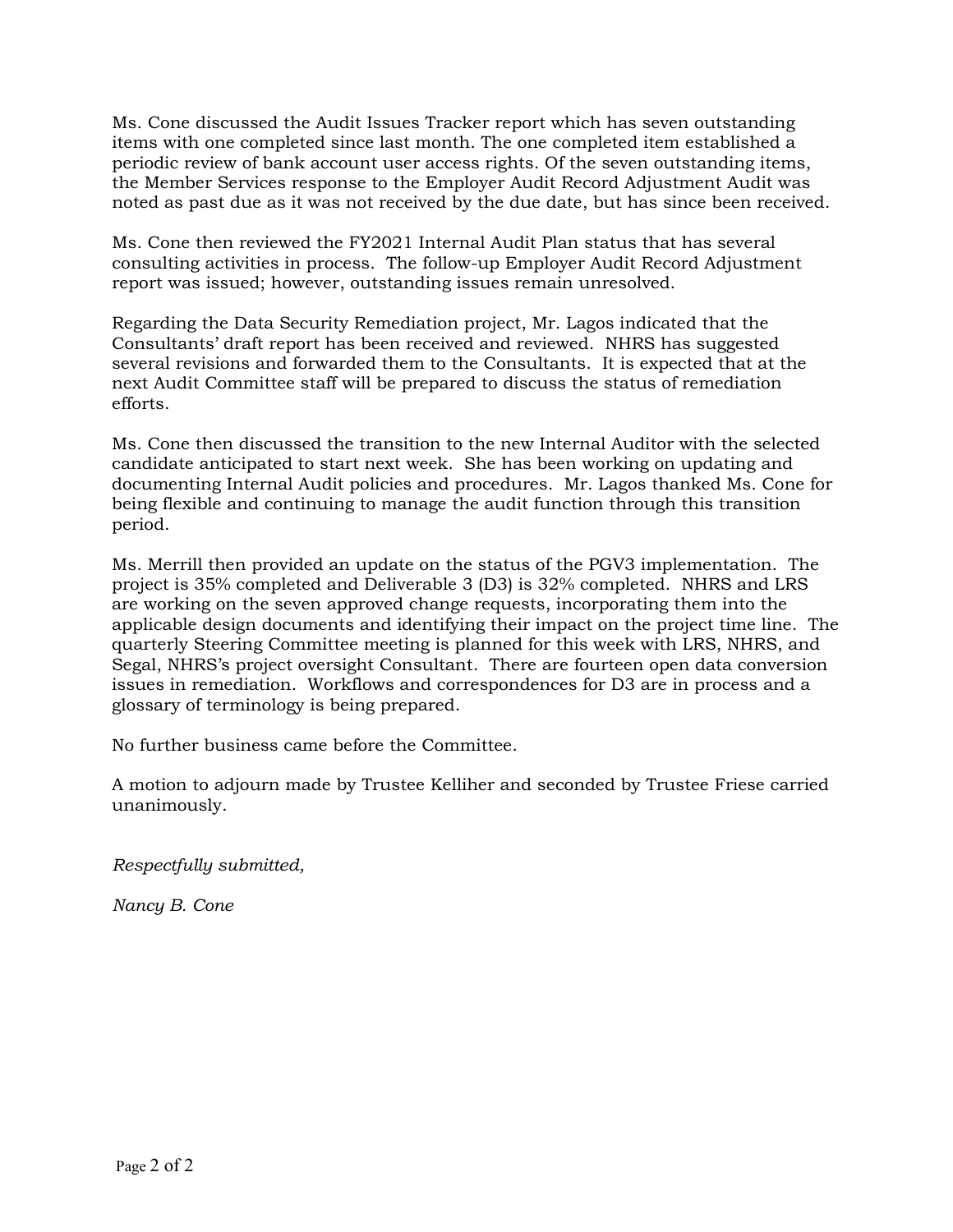Ms. Cone discussed the Audit Issues Tracker report which has seven outstanding items with one completed since last month. The one completed item established a periodic review of bank account user access rights. Of the seven outstanding items, the Member Services response to the Employer Audit Record Adjustment Audit was noted as past due as it was not received by the due date, but has since been received.

Ms. Cone then reviewed the FY2021 Internal Audit Plan status that has several consulting activities in process. The follow-up Employer Audit Record Adjustment report was issued; however, outstanding issues remain unresolved.

Regarding the Data Security Remediation project, Mr. Lagos indicated that the Consultants' draft report has been received and reviewed. NHRS has suggested several revisions and forwarded them to the Consultants. It is expected that at the next Audit Committee staff will be prepared to discuss the status of remediation efforts.

Ms. Cone then discussed the transition to the new Internal Auditor with the selected candidate anticipated to start next week. She has been working on updating and documenting Internal Audit policies and procedures. Mr. Lagos thanked Ms. Cone for being flexible and continuing to manage the audit function through this transition period.

Ms. Merrill then provided an update on the status of the PGV3 implementation. The project is 35% completed and Deliverable 3 (D3) is 32% completed. NHRS and LRS are working on the seven approved change requests, incorporating them into the applicable design documents and identifying their impact on the project time line. The quarterly Steering Committee meeting is planned for this week with LRS, NHRS, and Segal, NHRS's project oversight Consultant. There are fourteen open data conversion issues in remediation. Workflows and correspondences for D3 are in process and a glossary of terminology is being prepared.

No further business came before the Committee.

A motion to adjourn made by Trustee Kelliher and seconded by Trustee Friese carried unanimously.

*Respectfully submitted,*

*Nancy B. Cone*